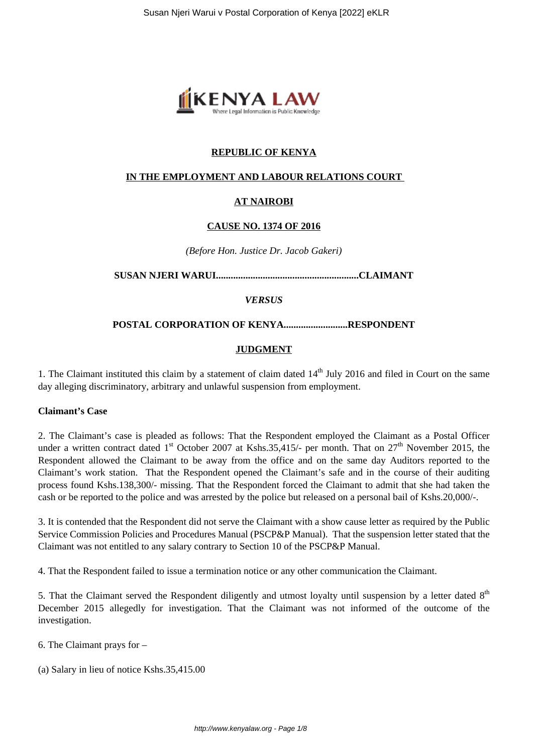**REPUBLIC OF KENYA**

**IN THE EMPLOYMENT AND LABOUR RELATIONS COURT**

**AT NAIROBI**

**CAUSE NO. 1374 OF 2016**

*(Before Hon. Justice Dr. Jacob Gakeri)*

**SUSAN NJERI WARUI..........................................................CLAIMANT**

***VERSUS***

**POSTAL CORPORATION OF KENYA..........................RESPONDENT**

**JUDGMENT**

1. The Claimant instituted this claim by a statement of claim dated 14th July 2016 and filed in Court on the same day alleging discriminatory, arbitrary and unlawful suspension from employment.

**Claimant's Case**

2. The Claimant's case is pleaded as follows: That the Respondent employed the Claimant as a Postal Officer under a written contract dated 1st October 2007 at Kshs.35,415/- per month. That on 27th November 2015, the Respondent allowed the Claimant to be away from the office and on the same day Auditors reported to the Claimant's work station. That the Respondent opened the Claimant's safe and in the course of their auditing process found Kshs.138,300/- missing. That the Respondent forced the Claimant to admit that she had taken the cash or be reported to the police and was arrested by the police but released on a personal bail of Kshs.20,000/-.

3. It is contended that the Respondent did not serve the Claimant with a show cause letter as required by the Public Service Commission Policies and Procedures Manual (PSCP&P Manual). That the suspension letter stated that the Claimant was not entitled to any salary contrary to Section 10 of the PSCP&P Manual.

4. That the Respondent failed to issue a termination notice or any other communication the Claimant.

5. That the Claimant served the Respondent diligently and utmost loyalty until suspension by a letter dated 8th December 2015 allegedly for investigation. That the Claimant was not informed of the outcome of the investigation.

6. The Claimant prays for –

(a) Salary in lieu of notice Kshs.35,415.00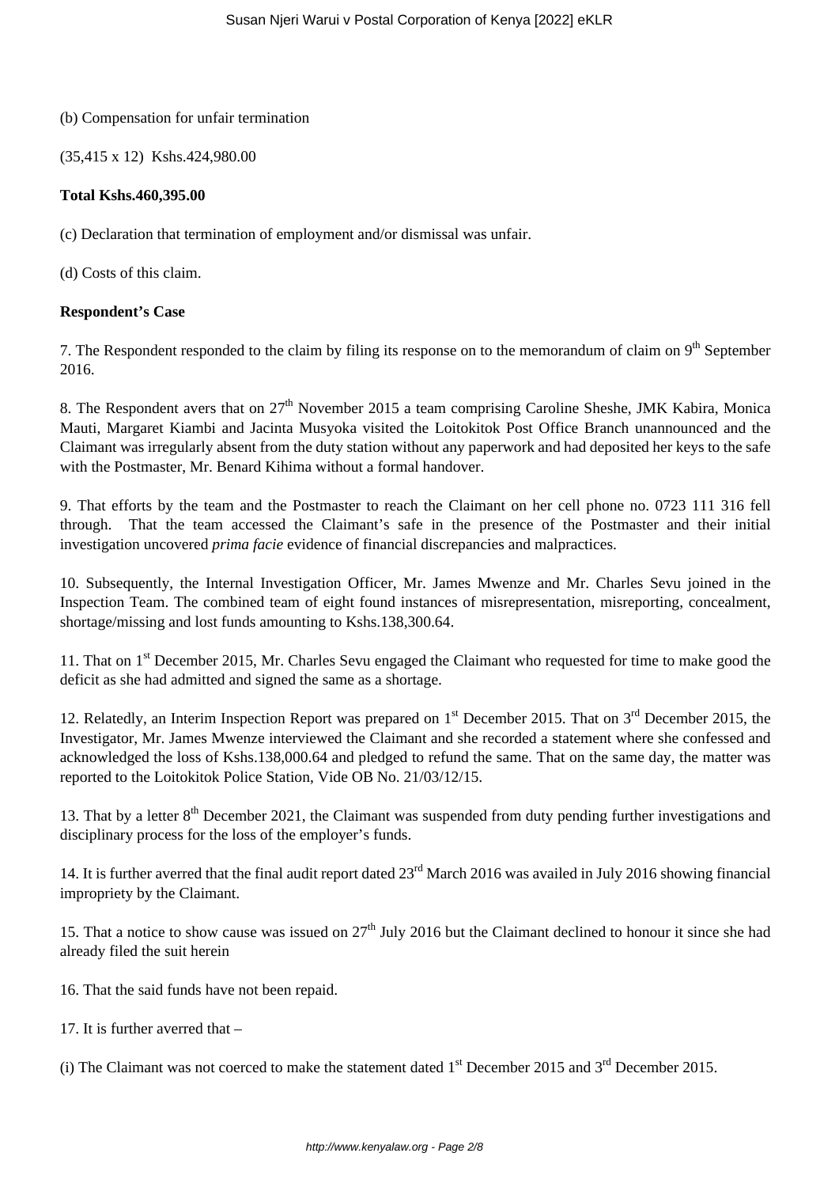(b) Compensation for unfair termination

(35,415 x 12)  Kshs.424,980.00

**Total Kshs.460,395.00**

(c) Declaration that termination of employment and/or dismissal was unfair.

(d) Costs of this claim.

**Respondent's Case**

7. The Respondent responded to the claim by filing its response on to the memorandum of claim on 9th September 2016.

8. The Respondent avers that on 27th November 2015 a team comprising Caroline Sheshe, JMK Kabira, Monica Mauti, Margaret Kiambi and Jacinta Musyoka visited the Loitokitok Post Office Branch unannounced and the Claimant was irregularly absent from the duty station without any paperwork and had deposited her keys to the safe with the Postmaster, Mr. Benard Kihima without a formal handover.

9. That efforts by the team and the Postmaster to reach the Claimant on her cell phone no. 0723 111 316 fell through. That the team accessed the Claimant's safe in the presence of the Postmaster and their initial investigation uncovered *prima facie* evidence of financial discrepancies and malpractices.

10. Subsequently, the Internal Investigation Officer, Mr. James Mwenze and Mr. Charles Sevu joined in the Inspection Team. The combined team of eight found instances of misrepresentation, misreporting, concealment, shortage/missing and lost funds amounting to Kshs.138,300.64.

11. That on 1st December 2015, Mr. Charles Sevu engaged the Claimant who requested for time to make good the deficit as she had admitted and signed the same as a shortage.

12. Relatedly, an Interim Inspection Report was prepared on 1st December 2015. That on 3rd December 2015, the Investigator, Mr. James Mwenze interviewed the Claimant and she recorded a statement where she confessed and acknowledged the loss of Kshs.138,000.64 and pledged to refund the same. That on the same day, the matter was reported to the Loitokitok Police Station, Vide OB No. 21/03/12/15.

13. That by a letter 8th December 2021, the Claimant was suspended from duty pending further investigations and disciplinary process for the loss of the employer's funds.

14. It is further averred that the final audit report dated 23rd March 2016 was availed in July 2016 showing financial impropriety by the Claimant.

15. That a notice to show cause was issued on 27th July 2016 but the Claimant declined to honour it since she had already filed the suit herein

16. That the said funds have not been repaid.

17. It is further averred that –

(i) The Claimant was not coerced to make the statement dated 1st December 2015 and 3rd December 2015.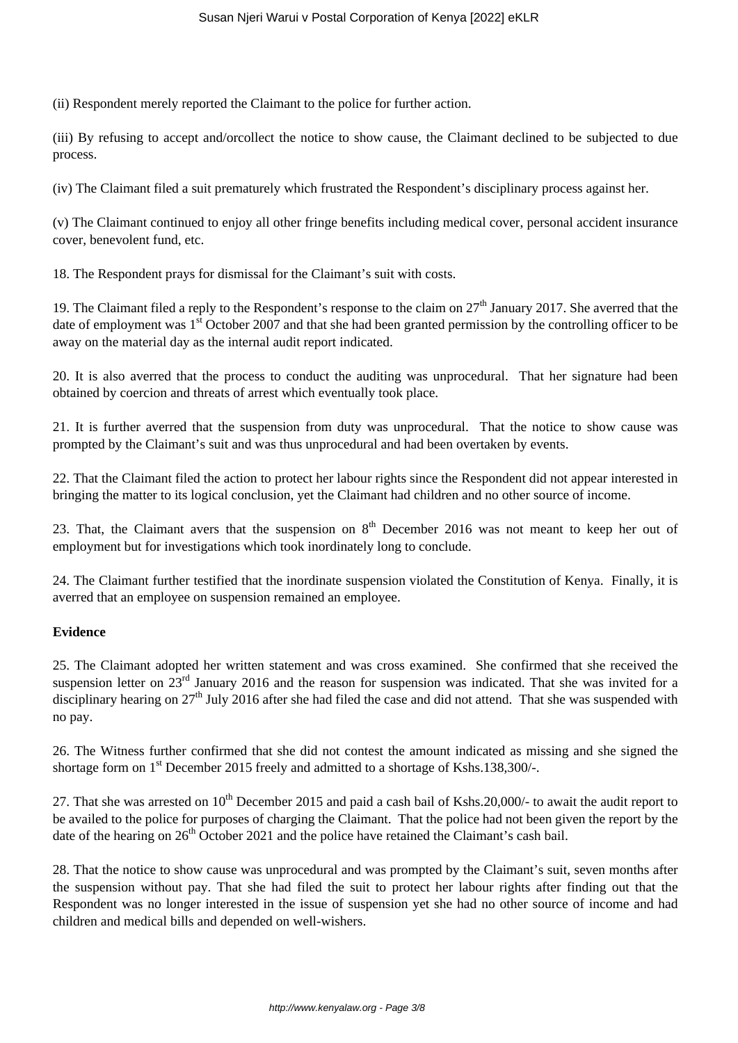(ii) Respondent merely reported the Claimant to the police for further action.

(iii) By refusing to accept and/orcollect the notice to show cause, the Claimant declined to be subjected to due process.

(iv) The Claimant filed a suit prematurely which frustrated the Respondent's disciplinary process against her.

(v) The Claimant continued to enjoy all other fringe benefits including medical cover, personal accident insurance cover, benevolent fund, etc.

18. The Respondent prays for dismissal for the Claimant's suit with costs.

19. The Claimant filed a reply to the Respondent's response to the claim on 27th January 2017. She averred that the date of employment was 1st October 2007 and that she had been granted permission by the controlling officer to be away on the material day as the internal audit report indicated.

20. It is also averred that the process to conduct the auditing was unprocedural. That her signature had been obtained by coercion and threats of arrest which eventually took place.

21. It is further averred that the suspension from duty was unprocedural. That the notice to show cause was prompted by the Claimant's suit and was thus unprocedural and had been overtaken by events.

22. That the Claimant filed the action to protect her labour rights since the Respondent did not appear interested in bringing the matter to its logical conclusion, yet the Claimant had children and no other source of income.

23. That, the Claimant avers that the suspension on 8th December 2016 was not meant to keep her out of employment but for investigations which took inordinately long to conclude.

24. The Claimant further testified that the inordinate suspension violated the Constitution of Kenya. Finally, it is averred that an employee on suspension remained an employee.

**Evidence**

25. The Claimant adopted her written statement and was cross examined. She confirmed that she received the suspension letter on 23rd January 2016 and the reason for suspension was indicated. That she was invited for a disciplinary hearing on 27th July 2016 after she had filed the case and did not attend. That she was suspended with no pay.

26. The Witness further confirmed that she did not contest the amount indicated as missing and she signed the shortage form on 1st December 2015 freely and admitted to a shortage of Kshs.138,300/-.

27. That she was arrested on 10th December 2015 and paid a cash bail of Kshs.20,000/- to await the audit report to be availed to the police for purposes of charging the Claimant. That the police had not been given the report by the date of the hearing on 26th October 2021 and the police have retained the Claimant's cash bail.

28. That the notice to show cause was unprocedural and was prompted by the Claimant's suit, seven months after the suspension without pay. That she had filed the suit to protect her labour rights after finding out that the Respondent was no longer interested in the issue of suspension yet she had no other source of income and had children and medical bills and depended on well-wishers.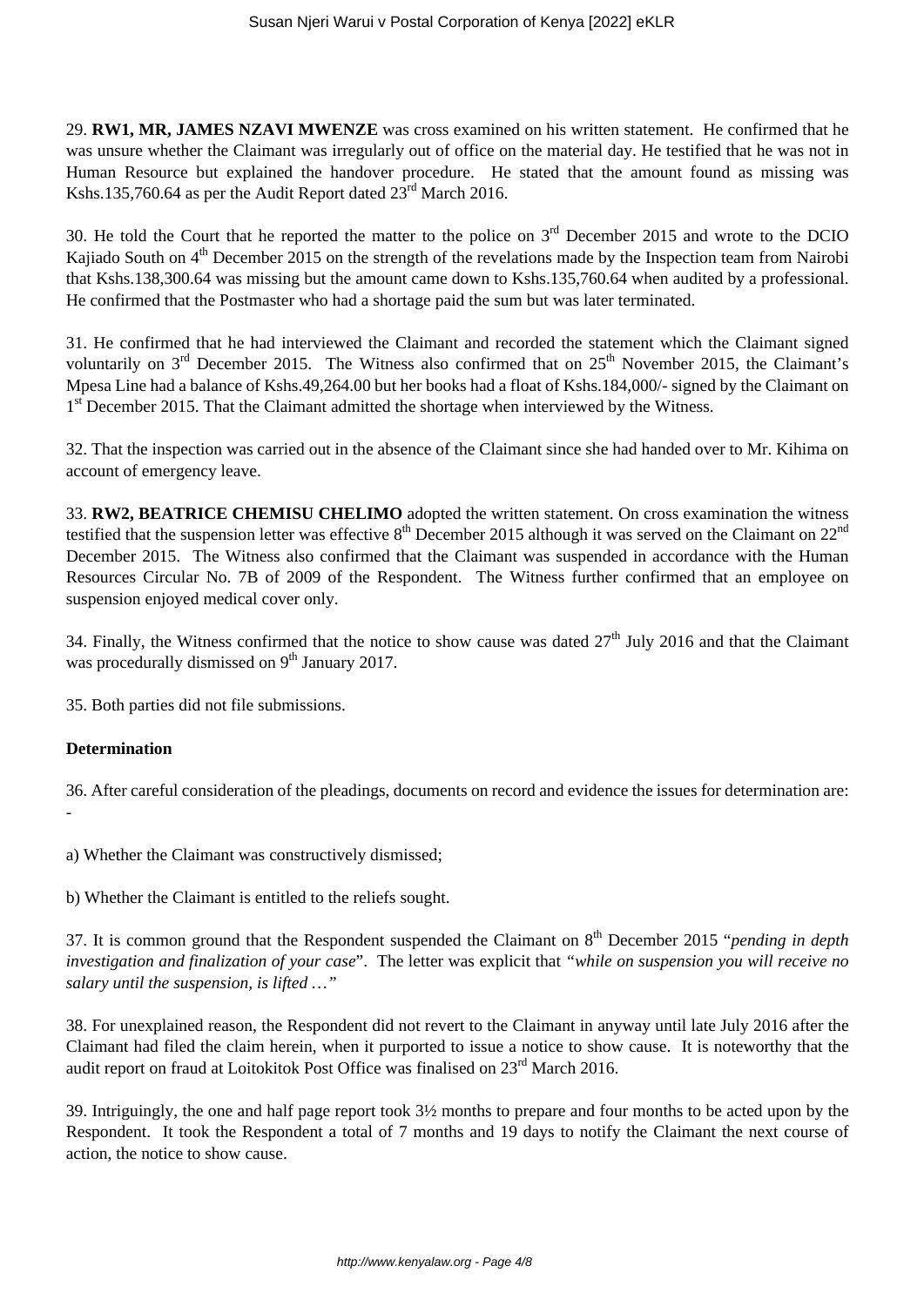29. **RW1, MR, JAMES NZAVI MWENZE** was cross examined on his written statement. He confirmed that he was unsure whether the Claimant was irregularly out of office on the material day. He testified that he was not in Human Resource but explained the handover procedure. He stated that the amount found as missing was Kshs.135,760.64 as per the Audit Report dated 23rd March 2016.

30. He told the Court that he reported the matter to the police on 3rd December 2015 and wrote to the DCIO Kajiado South on 4th December 2015 on the strength of the revelations made by the Inspection team from Nairobi that Kshs.138,300.64 was missing but the amount came down to Kshs.135,760.64 when audited by a professional. He confirmed that the Postmaster who had a shortage paid the sum but was later terminated.

31. He confirmed that he had interviewed the Claimant and recorded the statement which the Claimant signed voluntarily on 3rd December 2015. The Witness also confirmed that on 25th November 2015, the Claimant's Mpesa Line had a balance of Kshs.49,264.00 but her books had a float of Kshs.184,000/- signed by the Claimant on 1st December 2015. That the Claimant admitted the shortage when interviewed by the Witness.

32. That the inspection was carried out in the absence of the Claimant since she had handed over to Mr. Kihima on account of emergency leave.

33. **RW2, BEATRICE CHEMISU CHELIMO** adopted the written statement. On cross examination the witness testified that the suspension letter was effective 8th December 2015 although it was served on the Claimant on 22nd December 2015. The Witness also confirmed that the Claimant was suspended in accordance with the Human Resources Circular No. 7B of 2009 of the Respondent. The Witness further confirmed that an employee on suspension enjoyed medical cover only.

34. Finally, the Witness confirmed that the notice to show cause was dated 27th July 2016 and that the Claimant was procedurally dismissed on 9th January 2017.

35. Both parties did not file submissions.

**Determination**

36. After careful consideration of the pleadings, documents on record and evidence the issues for determination are: -

a) Whether the Claimant was constructively dismissed;

b) Whether the Claimant is entitled to the reliefs sought.

37. It is common ground that the Respondent suspended the Claimant on 8th December 2015 "*pending in depth investigation and finalization of your case*". The letter was explicit that *"while on suspension you will receive no salary until the suspension, is lifted …"*

38. For unexplained reason, the Respondent did not revert to the Claimant in anyway until late July 2016 after the Claimant had filed the claim herein, when it purported to issue a notice to show cause. It is noteworthy that the audit report on fraud at Loitokitok Post Office was finalised on 23rd March 2016.

39. Intriguingly, the one and half page report took 3½ months to prepare and four months to be acted upon by the Respondent. It took the Respondent a total of 7 months and 19 days to notify the Claimant the next course of action, the notice to show cause.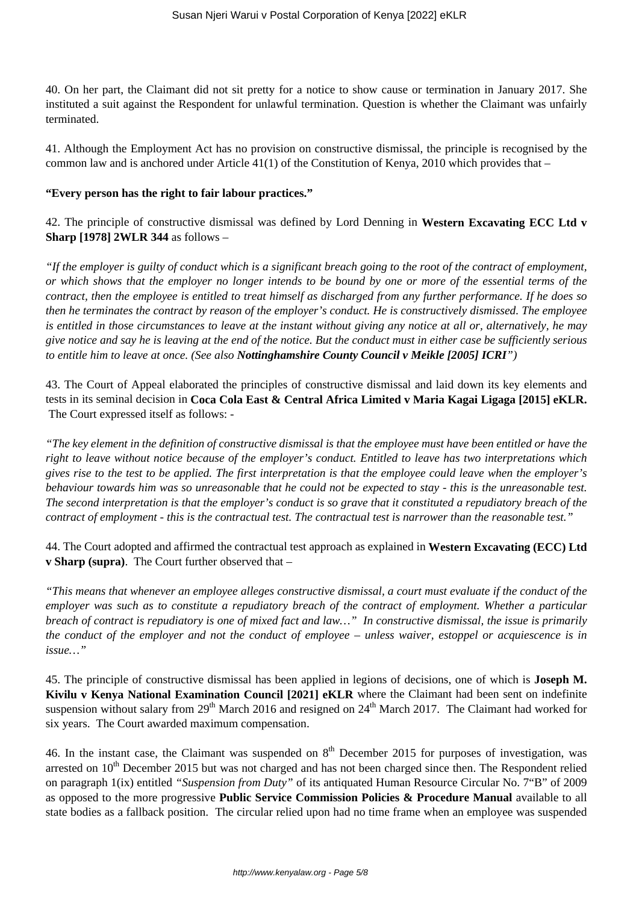40. On her part, the Claimant did not sit pretty for a notice to show cause or termination in January 2017. She instituted a suit against the Respondent for unlawful termination. Question is whether the Claimant was unfairly terminated.

41. Although the Employment Act has no provision on constructive dismissal, the principle is recognised by the common law and is anchored under Article 41(1) of the Constitution of Kenya, 2010 which provides that –

**"Every person has the right to fair labour practices."**

42. The principle of constructive dismissal was defined by Lord Denning in **Western Excavating ECC Ltd v Sharp [1978] 2WLR 344** as follows –

*"If the employer is guilty of conduct which is a significant breach going to the root of the contract of employment, or which shows that the employer no longer intends to be bound by one or more of the essential terms of the contract, then the employee is entitled to treat himself as discharged from any further performance. If he does so then he terminates the contract by reason of the employer's conduct. He is constructively dismissed. The employee is entitled in those circumstances to leave at the instant without giving any notice at all or, alternatively, he may give notice and say he is leaving at the end of the notice. But the conduct must in either case be sufficiently serious to entitle him to leave at once. (See also* ***Nottinghamshire County Council v Meikle [2005] ICRI****")*

43. The Court of Appeal elaborated the principles of constructive dismissal and laid down its key elements and tests in its seminal decision in **Coca Cola East & Central Africa Limited v Maria Kagai Ligaga [2015] eKLR.** The Court expressed itself as follows: -

*"The key element in the definition of constructive dismissal is that the employee must have been entitled or have the right to leave without notice because of the employer's conduct. Entitled to leave has two interpretations which gives rise to the test to be applied. The first interpretation is that the employee could leave when the employer's behaviour towards him was so unreasonable that he could not be expected to stay - this is the unreasonable test. The second interpretation is that the employer's conduct is so grave that it constituted a repudiatory breach of the contract of employment - this is the contractual test. The contractual test is narrower than the reasonable test."*

44. The Court adopted and affirmed the contractual test approach as explained in **Western Excavating (ECC) Ltd v Sharp (supra)**. The Court further observed that –

*"This means that whenever an employee alleges constructive dismissal, a court must evaluate if the conduct of the employer was such as to constitute a repudiatory breach of the contract of employment. Whether a particular breach of contract is repudiatory is one of mixed fact and law…" In constructive dismissal, the issue is primarily the conduct of the employer and not the conduct of employee – unless waiver, estoppel or acquiescence is in issue…"*

45. The principle of constructive dismissal has been applied in legions of decisions, one of which is **Joseph M. Kivilu v Kenya National Examination Council [2021] eKLR** where the Claimant had been sent on indefinite suspension without salary from 29th March 2016 and resigned on 24th March 2017. The Claimant had worked for six years. The Court awarded maximum compensation.

46. In the instant case, the Claimant was suspended on 8th December 2015 for purposes of investigation, was arrested on 10th December 2015 but was not charged and has not been charged since then. The Respondent relied on paragraph 1(ix) entitled *"Suspension from Duty"* of its antiquated Human Resource Circular No. 7"B" of 2009 as opposed to the more progressive **Public Service Commission Policies & Procedure Manual** available to all state bodies as a fallback position. The circular relied upon had no time frame when an employee was suspended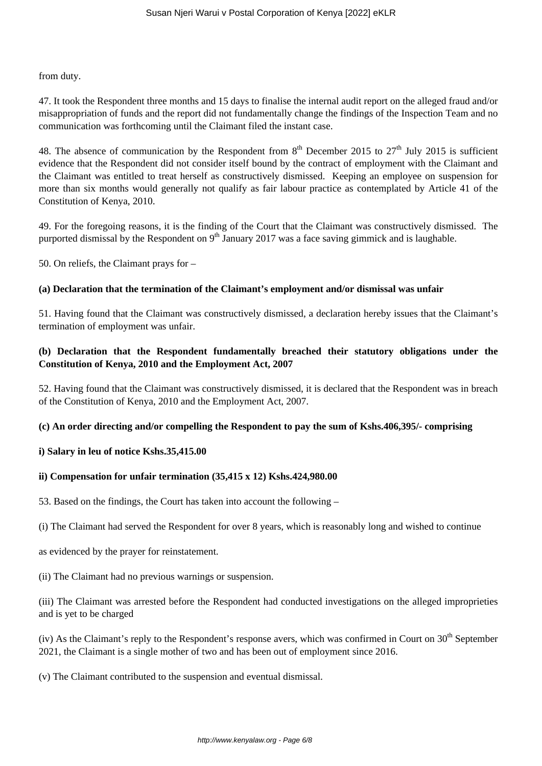from duty.

47. It took the Respondent three months and 15 days to finalise the internal audit report on the alleged fraud and/or misappropriation of funds and the report did not fundamentally change the findings of the Inspection Team and no communication was forthcoming until the Claimant filed the instant case.

48. The absence of communication by the Respondent from 8th December 2015 to 27th July 2015 is sufficient evidence that the Respondent did not consider itself bound by the contract of employment with the Claimant and the Claimant was entitled to treat herself as constructively dismissed. Keeping an employee on suspension for more than six months would generally not qualify as fair labour practice as contemplated by Article 41 of the Constitution of Kenya, 2010.

49. For the foregoing reasons, it is the finding of the Court that the Claimant was constructively dismissed. The purported dismissal by the Respondent on 9th January 2017 was a face saving gimmick and is laughable.

50. On reliefs, the Claimant prays for –

**(a) Declaration that the termination of the Claimant's employment and/or dismissal was unfair**

51. Having found that the Claimant was constructively dismissed, a declaration hereby issues that the Claimant's termination of employment was unfair.

**(b) Declaration that the Respondent fundamentally breached their statutory obligations under the Constitution of Kenya, 2010 and the Employment Act, 2007**

52. Having found that the Claimant was constructively dismissed, it is declared that the Respondent was in breach of the Constitution of Kenya, 2010 and the Employment Act, 2007.

**(c) An order directing and/or compelling the Respondent to pay the sum of Kshs.406,395/- comprising**

**i) Salary in leu of notice Kshs.35,415.00**

**ii) Compensation for unfair termination (35,415 x 12) Kshs.424,980.00**

53. Based on the findings, the Court has taken into account the following –

(i) The Claimant had served the Respondent for over 8 years, which is reasonably long and wished to continue as evidenced by the prayer for reinstatement.

(ii) The Claimant had no previous warnings or suspension.

(iii) The Claimant was arrested before the Respondent had conducted investigations on the alleged improprieties and is yet to be charged

(iv) As the Claimant's reply to the Respondent's response avers, which was confirmed in Court on 30th September 2021, the Claimant is a single mother of two and has been out of employment since 2016.

(v) The Claimant contributed to the suspension and eventual dismissal.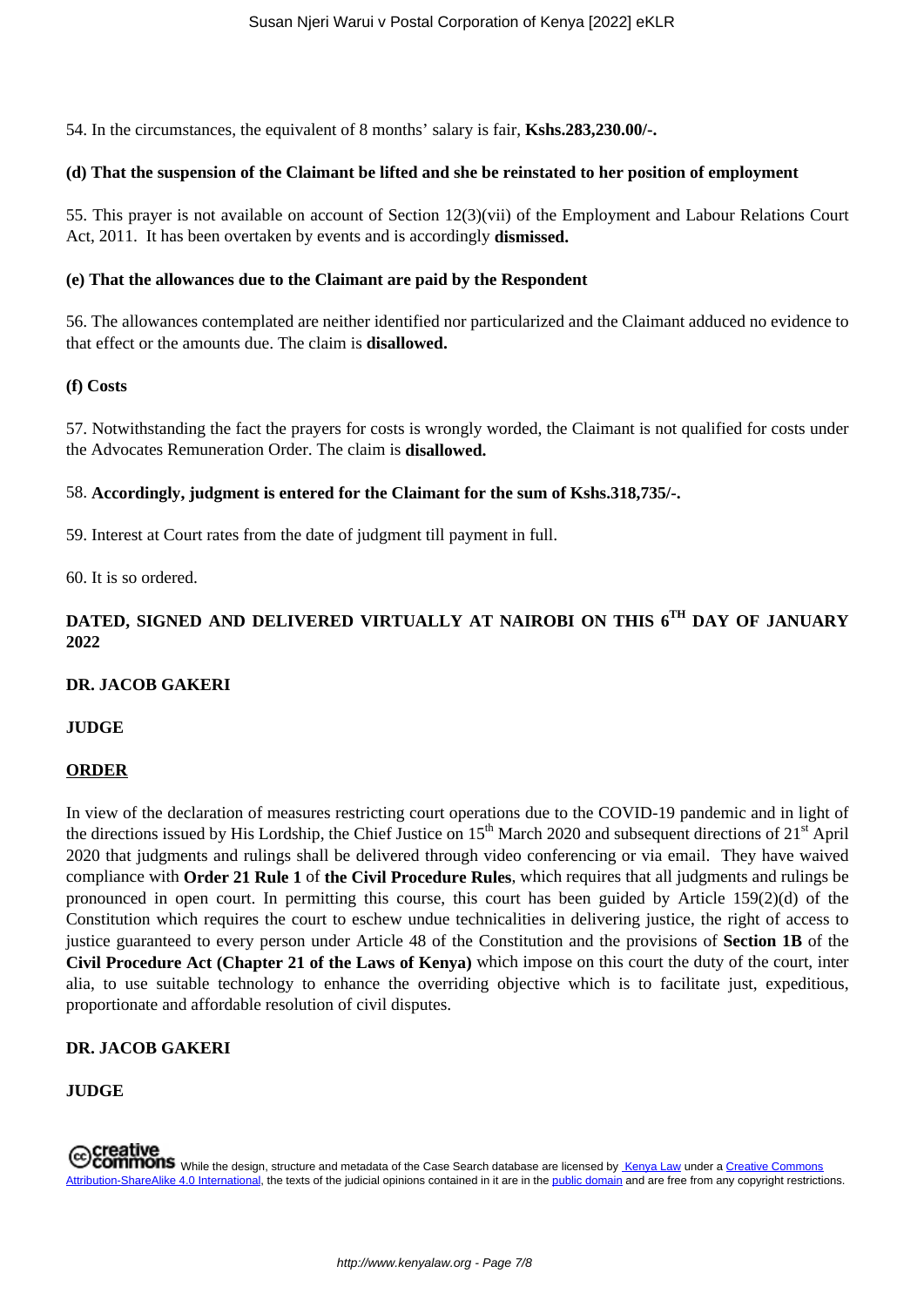54. In the circumstances, the equivalent of 8 months' salary is fair, **Kshs.283,230.00/-.**

**(d) That the suspension of the Claimant be lifted and she be reinstated to her position of employment**

55. This prayer is not available on account of Section 12(3)(vii) of the Employment and Labour Relations Court Act, 2011. It has been overtaken by events and is accordingly **dismissed.**

**(e) That the allowances due to the Claimant are paid by the Respondent**

56. The allowances contemplated are neither identified nor particularized and the Claimant adduced no evidence to that effect or the amounts due. The claim is **disallowed.**

**(f) Costs**

57. Notwithstanding the fact the prayers for costs is wrongly worded, the Claimant is not qualified for costs under the Advocates Remuneration Order. The claim is **disallowed.**

58. **Accordingly, judgment is entered for the Claimant for the sum of Kshs.318,735/-.**

59. Interest at Court rates from the date of judgment till payment in full.

60. It is so ordered.

**DATED, SIGNED AND DELIVERED VIRTUALLY AT NAIROBI ON THIS 6TH DAY OF JANUARY 2022**

**DR. JACOB GAKERI**

**JUDGE**

**ORDER**

In view of the declaration of measures restricting court operations due to the COVID-19 pandemic and in light of the directions issued by His Lordship, the Chief Justice on 15th March 2020 and subsequent directions of 21st April 2020 that judgments and rulings shall be delivered through video conferencing or via email. They have waived compliance with **Order 21 Rule 1** of **the Civil Procedure Rules**, which requires that all judgments and rulings be pronounced in open court. In permitting this course, this court has been guided by Article 159(2)(d) of the Constitution which requires the court to eschew undue technicalities in delivering justice, the right of access to justice guaranteed to every person under Article 48 of the Constitution and the provisions of **Section 1B** of the **Civil Procedure Act (Chapter 21 of the Laws of Kenya)** which impose on this court the duty of the court, inter alia, to use suitable technology to enhance the overriding objective which is to facilitate just, expeditious, proportionate and affordable resolution of civil disputes.

**DR. JACOB GAKERI**

**JUDGE**

While the design, structure and metadata of the Case Search database are licensed by Kenya Law under a Creative Commons Attribution-ShareAlike 4.0 International, the texts of the judicial opinions contained in it are in the public domain and are free from any copyright restrictions.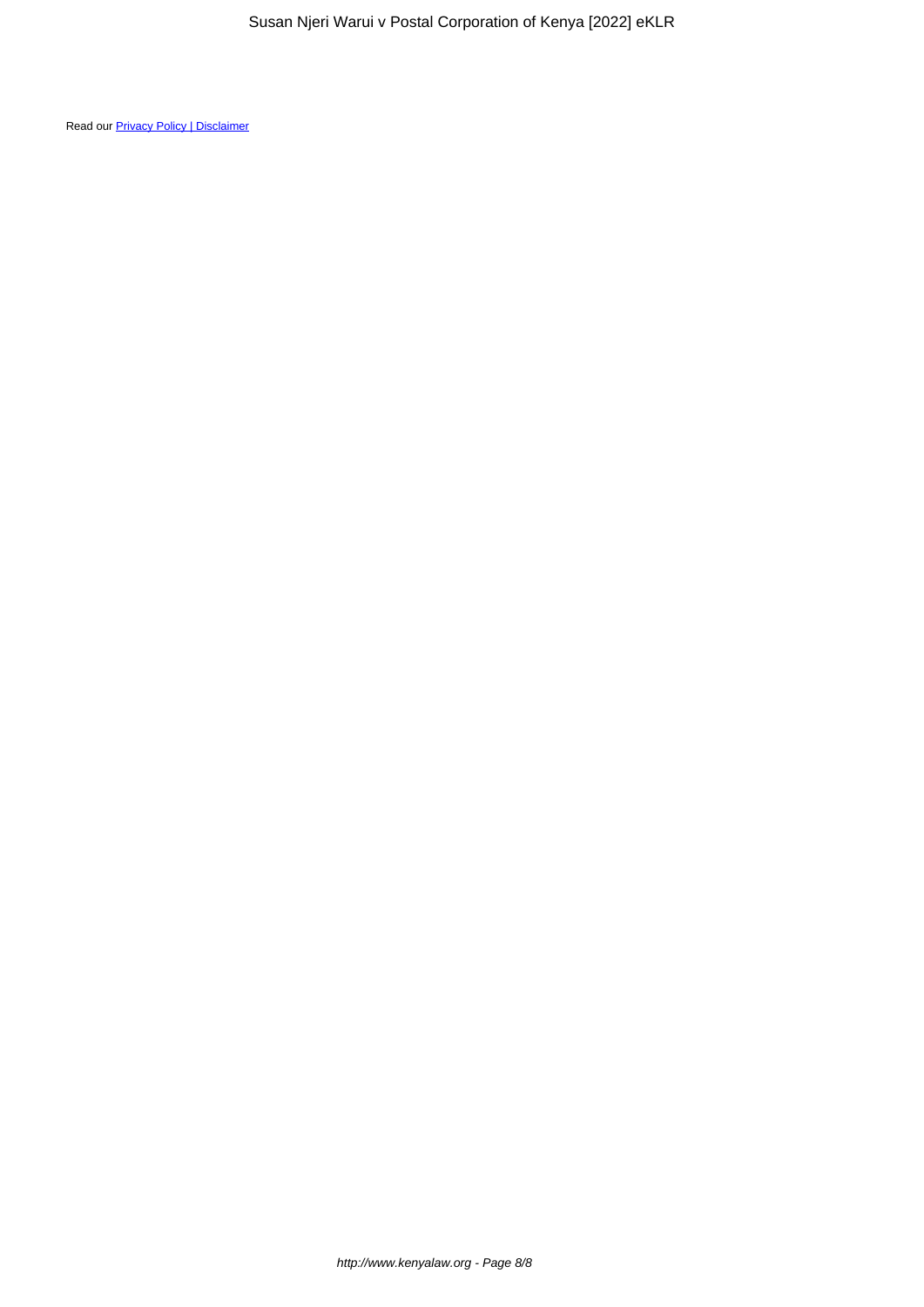Read our [Privacy Policy | Disclaimer]